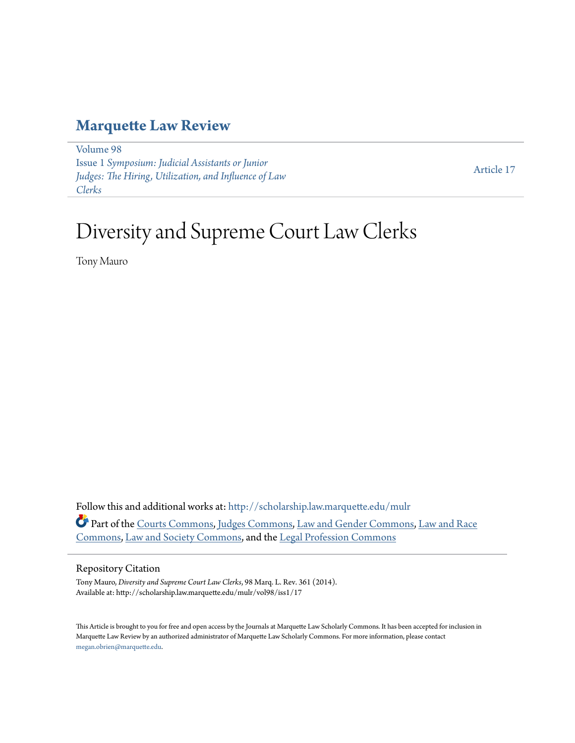# Marquette Law Review

Volume 98
Issue 1 *Symposium: Judicial Assistants or Junior Judges: The Hiring, Utilization, and Influence of Law Clerks*

Article 17

# Diversity and Supreme Court Law Clerks

Tony Mauro

Follow this and additional works at: http://scholarship.law.marquette.edu/mulr

Part of the Courts Commons, Judges Commons, Law and Gender Commons, Law and Race Commons, Law and Society Commons, and the Legal Profession Commons

## Repository Citation

Tony Mauro, *Diversity and Supreme Court Law Clerks*, 98 Marq. L. Rev. 361 (2014).
Available at: http://scholarship.law.marquette.edu/mulr/vol98/iss1/17

This Article is brought to you for free and open access by the Journals at Marquette Law Scholarly Commons. It has been accepted for inclusion in Marquette Law Review by an authorized administrator of Marquette Law Scholarly Commons. For more information, please contact megan.obrien@marquette.edu.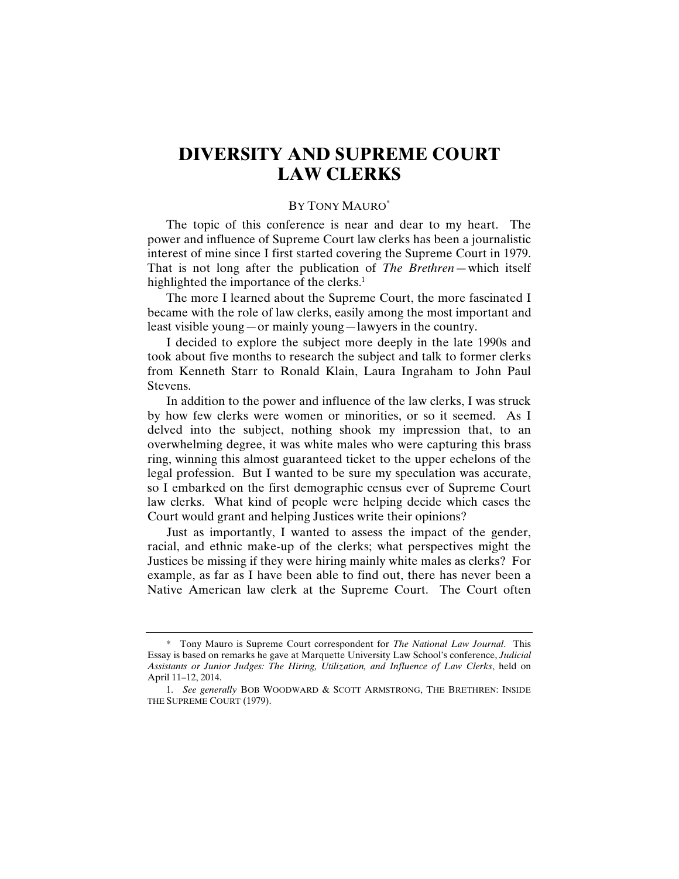# DIVERSITY AND SUPREME COURT LAW CLERKS

BY TONY MAURO*

The topic of this conference is near and dear to my heart. The power and influence of Supreme Court law clerks has been a journalistic interest of mine since I first started covering the Supreme Court in 1979. That is not long after the publication of *The Brethren*—which itself highlighted the importance of the clerks.[1]

The more I learned about the Supreme Court, the more fascinated I became with the role of law clerks, easily among the most important and least visible young—or mainly young—lawyers in the country.

I decided to explore the subject more deeply in the late 1990s and took about five months to research the subject and talk to former clerks from Kenneth Starr to Ronald Klain, Laura Ingraham to John Paul Stevens.

In addition to the power and influence of the law clerks, I was struck by how few clerks were women or minorities, or so it seemed. As I delved into the subject, nothing shook my impression that, to an overwhelming degree, it was white males who were capturing this brass ring, winning this almost guaranteed ticket to the upper echelons of the legal profession. But I wanted to be sure my speculation was accurate, so I embarked on the first demographic census ever of Supreme Court law clerks. What kind of people were helping decide which cases the Court would grant and helping Justices write their opinions?

Just as importantly, I wanted to assess the impact of the gender, racial, and ethnic make-up of the clerks; what perspectives might the Justices be missing if they were hiring mainly white males as clerks? For example, as far as I have been able to find out, there has never been a Native American law clerk at the Supreme Court. The Court often

---

\* Tony Mauro is Supreme Court correspondent for *The National Law Journal*. This Essay is based on remarks he gave at Marquette University Law School's conference, *Judicial Assistants or Junior Judges: The Hiring, Utilization, and Influence of Law Clerks*, held on April 11–12, 2014.

1. *See generally* BOB WOODWARD & SCOTT ARMSTRONG, THE BRETHREN: INSIDE THE SUPREME COURT (1979).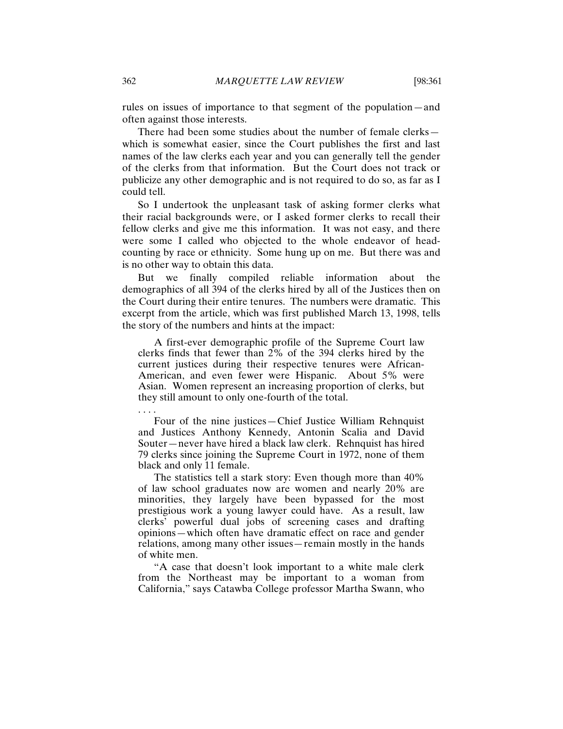rules on issues of importance to that segment of the population—and often against those interests.

There had been some studies about the number of female clerks—which is somewhat easier, since the Court publishes the first and last names of the law clerks each year and you can generally tell the gender of the clerks from that information. But the Court does not track or publicize any other demographic and is not required to do so, as far as I could tell.

So I undertook the unpleasant task of asking former clerks what their racial backgrounds were, or I asked former clerks to recall their fellow clerks and give me this information. It was not easy, and there were some I called who objected to the whole endeavor of head-counting by race or ethnicity. Some hung up on me. But there was and is no other way to obtain this data.

But we finally compiled reliable information about the demographics of all 394 of the clerks hired by all of the Justices then on the Court during their entire tenures. The numbers were dramatic. This excerpt from the article, which was first published March 13, 1998, tells the story of the numbers and hints at the impact:

> A first-ever demographic profile of the Supreme Court law clerks finds that fewer than 2% of the 394 clerks hired by the current justices during their respective tenures were African-American, and even fewer were Hispanic. About 5% were Asian. Women represent an increasing proportion of clerks, but they still amount to only one-fourth of the total.
>
> . . . .
>
> Four of the nine justices—Chief Justice William Rehnquist and Justices Anthony Kennedy, Antonin Scalia and David Souter—never have hired a black law clerk. Rehnquist has hired 79 clerks since joining the Supreme Court in 1972, none of them black and only 11 female.
>
> The statistics tell a stark story: Even though more than 40% of law school graduates now are women and nearly 20% are minorities, they largely have been bypassed for the most prestigious work a young lawyer could have. As a result, law clerks' powerful dual jobs of screening cases and drafting opinions—which often have dramatic effect on race and gender relations, among many other issues—remain mostly in the hands of white men.
>
> "A case that doesn't look important to a white male clerk from the Northeast may be important to a woman from California," says Catawba College professor Martha Swann, who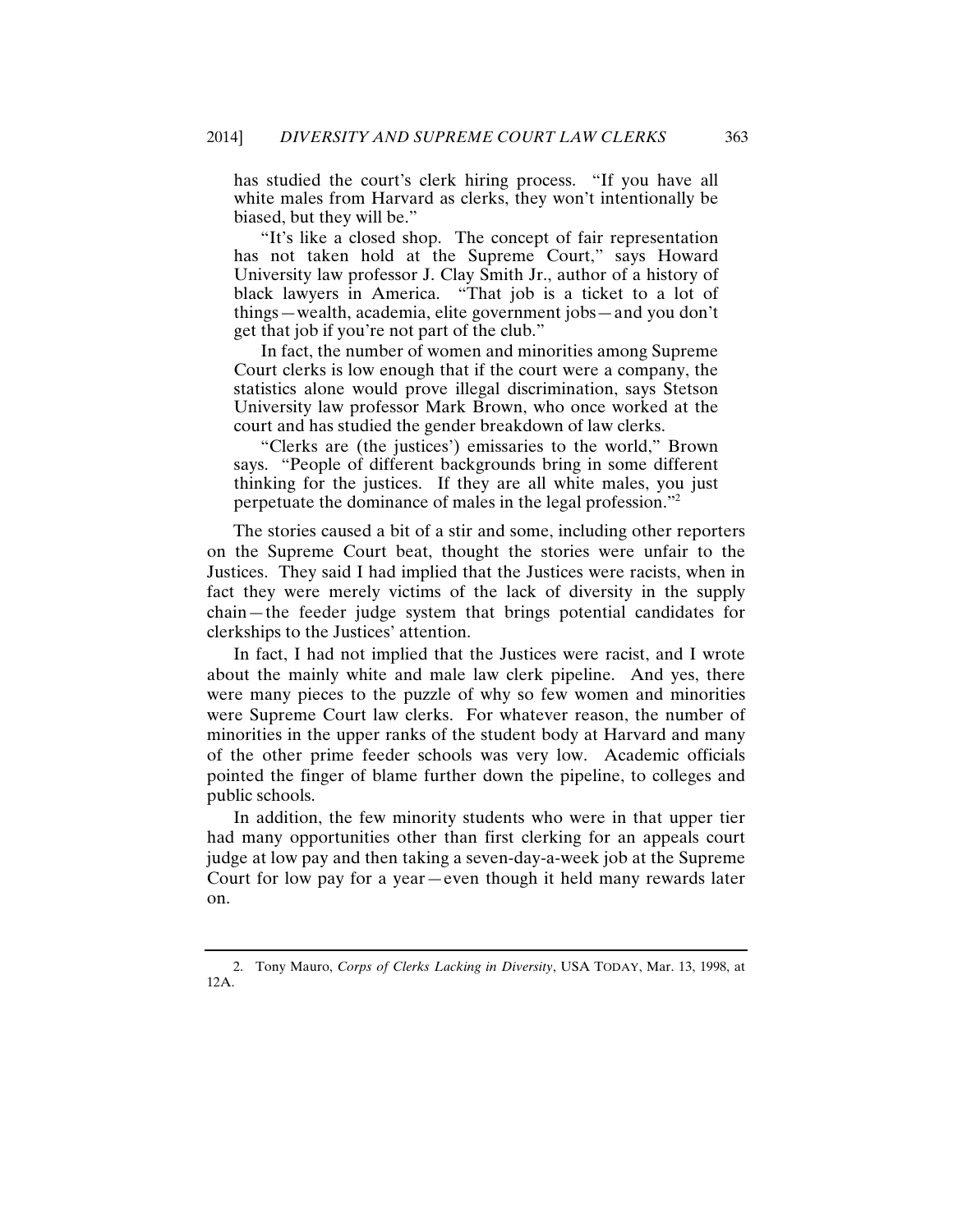has studied the court's clerk hiring process. "If you have all white males from Harvard as clerks, they won't intentionally be biased, but they will be."

"It's like a closed shop. The concept of fair representation has not taken hold at the Supreme Court," says Howard University law professor J. Clay Smith Jr., author of a history of black lawyers in America. "That job is a ticket to a lot of things—wealth, academia, elite government jobs—and you don't get that job if you're not part of the club."

In fact, the number of women and minorities among Supreme Court clerks is low enough that if the court were a company, the statistics alone would prove illegal discrimination, says Stetson University law professor Mark Brown, who once worked at the court and has studied the gender breakdown of law clerks.

"Clerks are (the justices') emissaries to the world," Brown says. "People of different backgrounds bring in some different thinking for the justices. If they are all white males, you just perpetuate the dominance of males in the legal profession."[2]

The stories caused a bit of a stir and some, including other reporters on the Supreme Court beat, thought the stories were unfair to the Justices. They said I had implied that the Justices were racists, when in fact they were merely victims of the lack of diversity in the supply chain—the feeder judge system that brings potential candidates for clerkships to the Justices' attention.

In fact, I had not implied that the Justices were racist, and I wrote about the mainly white and male law clerk pipeline. And yes, there were many pieces to the puzzle of why so few women and minorities were Supreme Court law clerks. For whatever reason, the number of minorities in the upper ranks of the student body at Harvard and many of the other prime feeder schools was very low. Academic officials pointed the finger of blame further down the pipeline, to colleges and public schools.

In addition, the few minority students who were in that upper tier had many opportunities other than first clerking for an appeals court judge at low pay and then taking a seven-day-a-week job at the Supreme Court for low pay for a year—even though it held many rewards later on.

2. Tony Mauro, *Corps of Clerks Lacking in Diversity*, USA TODAY, Mar. 13, 1998, at 12A.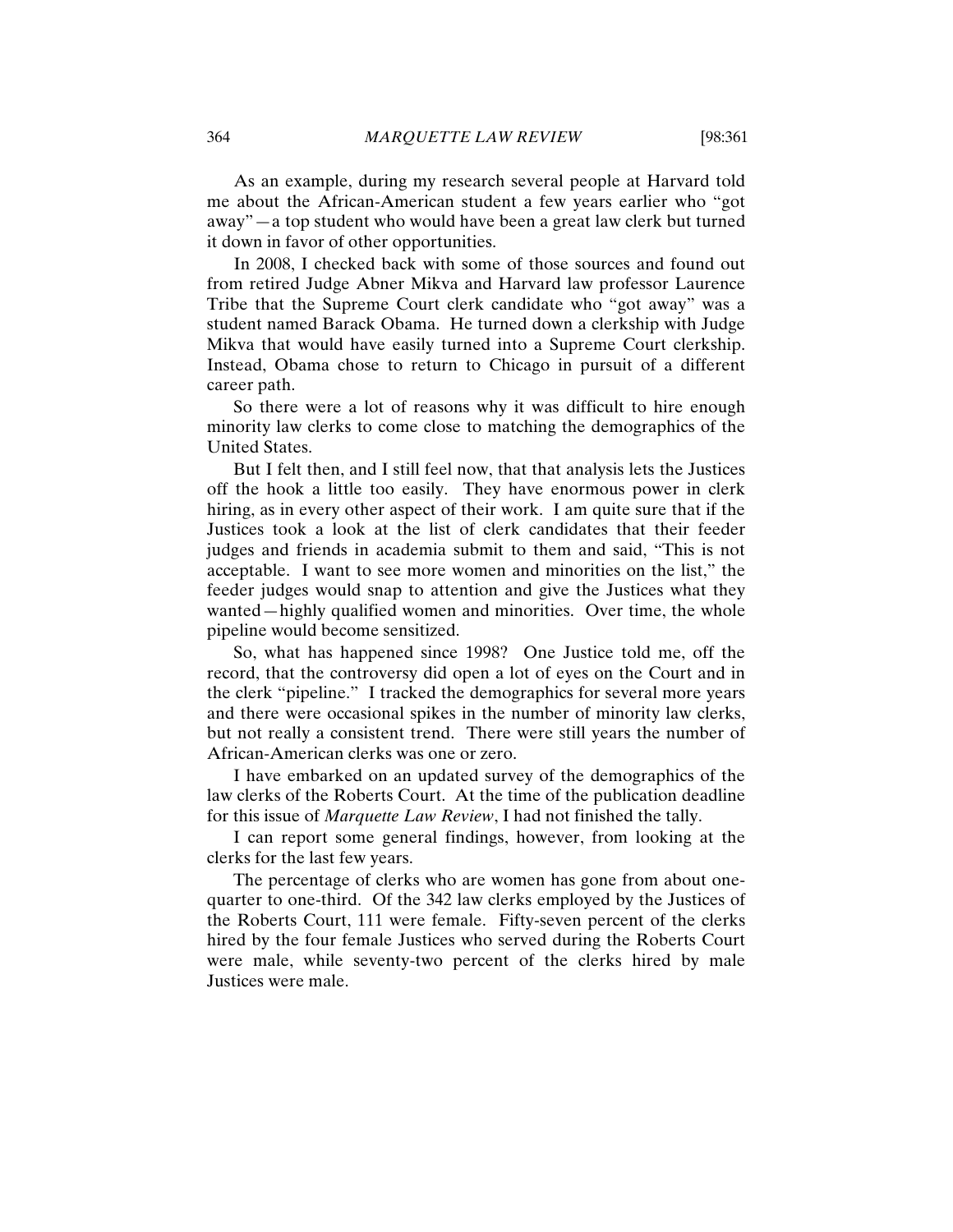As an example, during my research several people at Harvard told me about the African-American student a few years earlier who "got away"—a top student who would have been a great law clerk but turned it down in favor of other opportunities.

In 2008, I checked back with some of those sources and found out from retired Judge Abner Mikva and Harvard law professor Laurence Tribe that the Supreme Court clerk candidate who "got away" was a student named Barack Obama. He turned down a clerkship with Judge Mikva that would have easily turned into a Supreme Court clerkship. Instead, Obama chose to return to Chicago in pursuit of a different career path.

So there were a lot of reasons why it was difficult to hire enough minority law clerks to come close to matching the demographics of the United States.

But I felt then, and I still feel now, that that analysis lets the Justices off the hook a little too easily. They have enormous power in clerk hiring, as in every other aspect of their work. I am quite sure that if the Justices took a look at the list of clerk candidates that their feeder judges and friends in academia submit to them and said, "This is not acceptable. I want to see more women and minorities on the list," the feeder judges would snap to attention and give the Justices what they wanted—highly qualified women and minorities. Over time, the whole pipeline would become sensitized.

So, what has happened since 1998? One Justice told me, off the record, that the controversy did open a lot of eyes on the Court and in the clerk "pipeline." I tracked the demographics for several more years and there were occasional spikes in the number of minority law clerks, but not really a consistent trend. There were still years the number of African-American clerks was one or zero.

I have embarked on an updated survey of the demographics of the law clerks of the Roberts Court. At the time of the publication deadline for this issue of *Marquette Law Review*, I had not finished the tally.

I can report some general findings, however, from looking at the clerks for the last few years.

The percentage of clerks who are women has gone from about one-quarter to one-third. Of the 342 law clerks employed by the Justices of the Roberts Court, 111 were female. Fifty-seven percent of the clerks hired by the four female Justices who served during the Roberts Court were male, while seventy-two percent of the clerks hired by male Justices were male.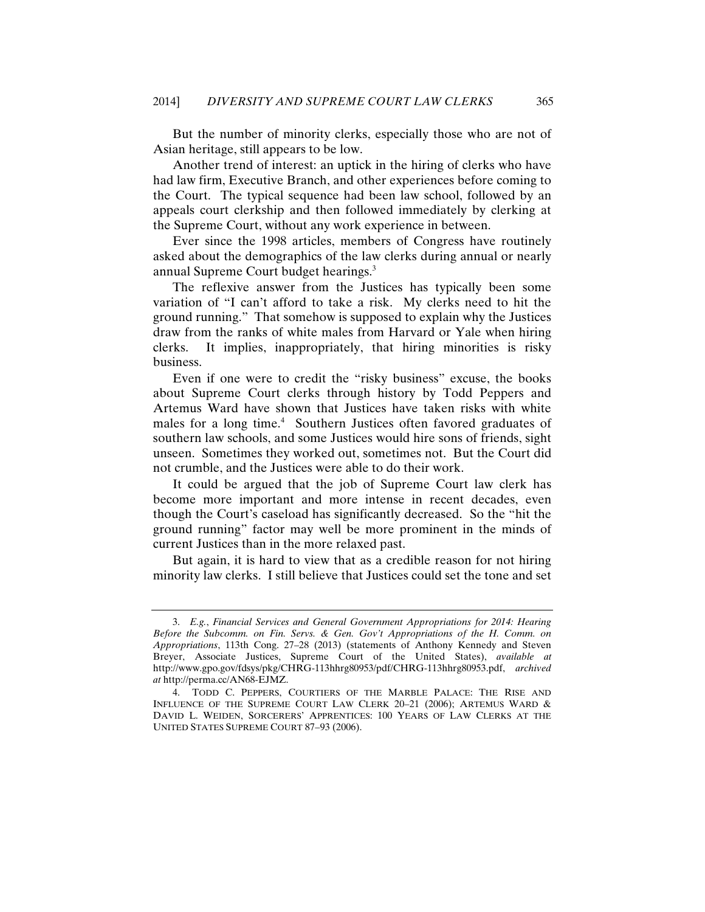But the number of minority clerks, especially those who are not of Asian heritage, still appears to be low.

Another trend of interest: an uptick in the hiring of clerks who have had law firm, Executive Branch, and other experiences before coming to the Court. The typical sequence had been law school, followed by an appeals court clerkship and then followed immediately by clerking at the Supreme Court, without any work experience in between.

Ever since the 1998 articles, members of Congress have routinely asked about the demographics of the law clerks during annual or nearly annual Supreme Court budget hearings.[3]

The reflexive answer from the Justices has typically been some variation of "I can't afford to take a risk. My clerks need to hit the ground running." That somehow is supposed to explain why the Justices draw from the ranks of white males from Harvard or Yale when hiring clerks. It implies, inappropriately, that hiring minorities is risky business.

Even if one were to credit the "risky business" excuse, the books about Supreme Court clerks through history by Todd Peppers and Artemus Ward have shown that Justices have taken risks with white males for a long time.[4] Southern Justices often favored graduates of southern law schools, and some Justices would hire sons of friends, sight unseen. Sometimes they worked out, sometimes not. But the Court did not crumble, and the Justices were able to do their work.

It could be argued that the job of Supreme Court law clerk has become more important and more intense in recent decades, even though the Court's caseload has significantly decreased. So the "hit the ground running" factor may well be more prominent in the minds of current Justices than in the more relaxed past.

But again, it is hard to view that as a credible reason for not hiring minority law clerks. I still believe that Justices could set the tone and set

---

3. *E.g.*, *Financial Services and General Government Appropriations for 2014: Hearing Before the Subcomm. on Fin. Servs. & Gen. Gov't Appropriations of the H. Comm. on Appropriations*, 113th Cong. 27–28 (2013) (statements of Anthony Kennedy and Steven Breyer, Associate Justices, Supreme Court of the United States), *available at* http://www.gpo.gov/fdsys/pkg/CHRG-113hhrg80953/pdf/CHRG-113hhrg80953.pdf, *archived at* http://perma.cc/AN68-EJMZ.

4. TODD C. PEPPERS, COURTIERS OF THE MARBLE PALACE: THE RISE AND INFLUENCE OF THE SUPREME COURT LAW CLERK 20–21 (2006); ARTEMUS WARD & DAVID L. WEIDEN, SORCERERS' APPRENTICES: 100 YEARS OF LAW CLERKS AT THE UNITED STATES SUPREME COURT 87–93 (2006).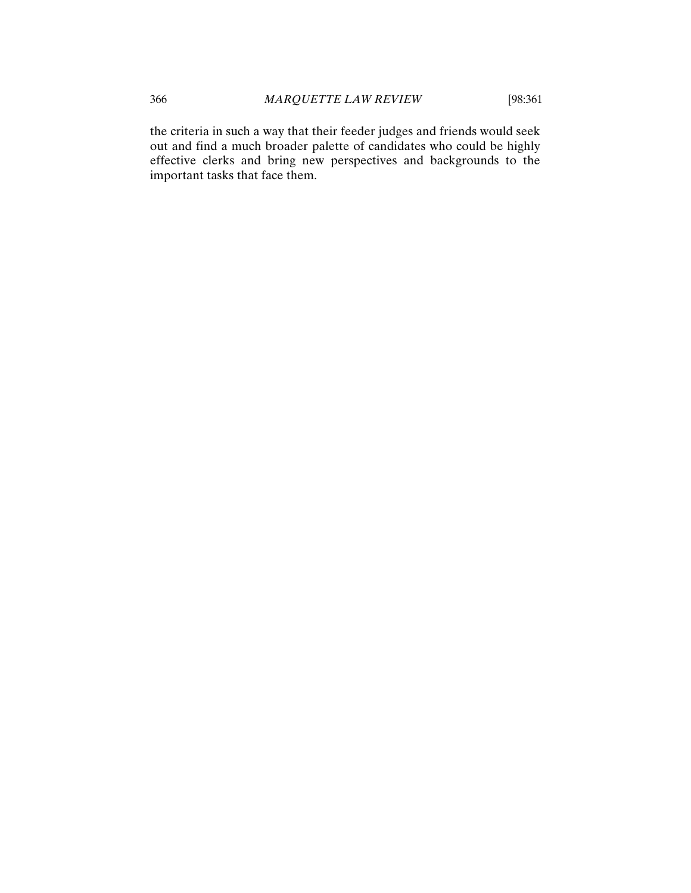the criteria in such a way that their feeder judges and friends would seek out and find a much broader palette of candidates who could be highly effective clerks and bring new perspectives and backgrounds to the important tasks that face them.